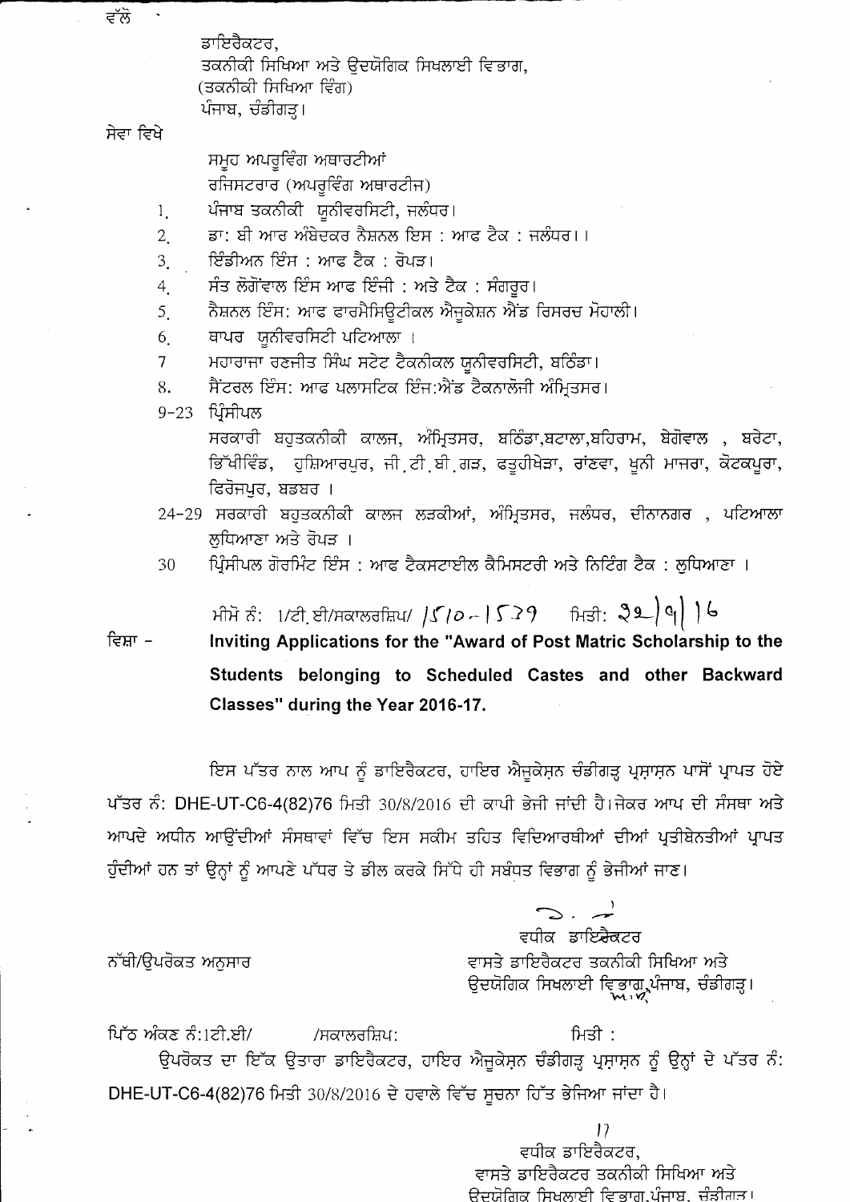ਵੱਲੋ

ਡਾਇਰੈਕਟਰ,
ਤਕਨੀਕੀ ਸਿਖਿਆ ਅਤੇ ਉਦਯੋਗਿਕ ਸਿਖਲਾਈ ਵਿਭਾਗ,
(ਤਕਨੀਕੀ ਸਿਖਿਆ ਵਿੰਗ)
ਪੰਜਾਬ, ਚੰਡੀਗੜ੍ਹ।

ਸੇਵਾ ਵਿਖੇ

ਸਮੂਹ ਅਪਰੂਵਿੰਗ ਅਥਾਰਟੀਆਂ
ਰਜਿਸਟਰਾਰ (ਅਪਰੂਵਿੰਗ ਅਥਾਰਟੀਜ)

1. ਪੰਜਾਬ ਤਕਨੀਕੀ ਯੂਨੀਵਰਸਿਟੀ, ਜਲੰਧਰ।
2. ਡਾ: ਬੀ ਆਰ ਅੰਬੇਦਕਰ ਨੈਸ਼ਨਲ ਇਸ : ਆਫ ਟੈਕ : ਜਲੰਧਰ।।
3. ਇੰਡੀਅਨ ਇੰਸ : ਆਫ ਟੈਕ : ਰੋਪੜ।
4. ਸੰਤ ਲੋਂਗੋਵਾਲ ਇੰਸ ਆਫ ਇੰਜੀ : ਅਤੇ ਟੈਕ : ਸੰਗਰੂਰ।
5. ਨੈਸ਼ਨਲ ਇੰਸ: ਆਫ ਫਾਰਮੈਸਿਊਟੀਕਲ ਐਜੂਕੇਸ਼ਨ ਐਂਡ ਰਿਸਰਚ ਮੋਹਾਲੀ।
6. ਥਾਪਰ ਯੂਨੀਵਰਸਿਟੀ ਪਟਿਆਲਾ ।
7. ਮਹਾਰਾਜਾ ਰਣਜੀਤ ਸਿੰਘ ਸਟੇਟ ਟੈਕਨੀਕਲ ਯੂਨੀਵਰਸਿਟੀ, ਬਠਿੰਡਾ।
8. ਸੈਂਟਰਲ ਇੰਸ: ਆਫ ਪਲਾਸਟਿਕ ਇੰਜ:ਐਂਡ ਟੈਕਨਾਲੋਜੀ ਅੰਮ੍ਰਿਤਸਰ।

9-23 ਪ੍ਰਿੰਸੀਪਲ
ਸਰਕਾਰੀ ਬਹੁਤਕਨੀਕੀ ਕਾਲਜ, ਅੰਮ੍ਰਿਤਸਰ, ਬਠਿੰਡਾ,ਬਟਾਲਾ,ਬਹਿਰਾਮ, ਬੇਗੋਵਾਲ , ਬਰੇਟਾ, ਭਿੱਖੀਵਿੰਡ, ਹੁਸ਼ਿਆਰਪੁਰ, ਜੀ.ਟੀ.ਬੀ.ਗੜ, ਫਤੂਹੀਖੇੜਾ, ਰਾਂਣਵਾ, ਖੂਨੀ ਮਾਜਰਾ, ਕੋਟਕਪੂਰਾ, ਫਿਰੋਜਪੁਰ, ਬਡਬਰ ।

24-29 ਸਰਕਾਰੀ ਬਹੁਤਕਨੀਕੀ ਕਾਲਜ ਲੜਕੀਆਂ, ਅੰਮ੍ਰਿਤਸਰ, ਜਲੰਧਰ, ਦੀਨਾਨਗਰ , ਪਟਿਆਲਾ ਲੁਧਿਆਣਾ ਅਤੇ ਰੋਪੜ ।

30 ਪ੍ਰਿੰਸੀਪਲ ਗੋਰਮਿੰਟ ਇੰਸ : ਆਫ ਟੈਕਸਟਾਈਲ ਕੈਮਿਸਟਰੀ ਅਤੇ ਨਿਟਿੰਗ ਟੈਕ : ਲੁਧਿਆਣਾ ।

ਮੀਮੋ ਨੰ: 1/ਟੀ.ਈ/ਸਕਾਲਰਸ਼ਿਪ/ 1510-1539 ਮਿਤੀ: 22/9/16

ਵਿਸ਼ਾ – **Inviting Applications for the "Award of Post Matric Scholarship to the Students belonging to Scheduled Castes and other Backward Classes" during the Year 2016-17.**

ਇਸ ਪੱਤਰ ਨਾਲ ਆਪ ਨੂੰ ਡਾਇਰੈਕਟਰ, ਹਾਇਰ ਐਜੂਕੇਸ਼ਨ ਚੰਡੀਗੜ੍ਹ ਪ੍ਰਸ਼ਾਸ਼ਨ ਪਾਸੋਂ ਪ੍ਰਾਪਤ ਹੋਏ ਪੱਤਰ ਨੰ: DHE-UT-C6-4(82)76 ਮਿਤੀ 30/8/2016 ਦੀ ਕਾਪੀ ਭੇਜੀ ਜਾਂਦੀ ਹੈ।ਜੇਕਰ ਆਪ ਦੀ ਸੰਸਥਾ ਅਤੇ ਆਪਦੇ ਅਧੀਨ ਆਉਂਦੀਆਂ ਸੰਸਥਾਵਾਂ ਵਿੱਚ ਇਸ ਸਕੀਮ ਤਹਿਤ ਵਿਦਿਆਰਥੀਆਂ ਦੀਆਂ ਪ੍ਰਤੀਬੇਨਤੀਆਂ ਪ੍ਰਾਪਤ ਹੁੰਦੀਆਂ ਹਨ ਤਾਂ ਉਨ੍ਹਾਂ ਨੂੰ ਆਪਣੇ ਪੱਧਰ ਤੇ ਡੀਲ ਕਰਕੇ ਸਿੱਧੇ ਹੀ ਸਬੰਧਤ ਵਿਭਾਗ ਨੂੰ ਭੇਜੀਆਂ ਜਾਣ।

ਨੱਥੀ/ਉਪਰੋਕਤ ਅਨੁਸਾਰ

ਵਧੀਕ ਡਾਇਰੈਕਟਰ
ਵਾਸਤੇ ਡਾਇਰੈਕਟਰ ਤਕਨੀਕੀ ਸਿਖਿਆ ਅਤੇ
ਉਦਯੋਗਿਕ ਸਿਖਲਾਈ ਵਿਭਾਗ,ਪੰਜਾਬ, ਚੰਡੀਗੜ੍ਹ।

ਪਿੱਠ ਅੰਕਣ ਨੰ:1ਟੀ.ਈ/ /ਸਕਾਲਰਸ਼ਿਪ: ਮਿਤੀ :

ਉਪਰੋਕਤ ਦਾ ਇੱਕ ਉਤਾਰਾ ਡਾਇਰੈਕਟਰ, ਹਾਇਰ ਐਜੂਕੇਸ਼ਨ ਚੰਡੀਗੜ੍ਹ ਪ੍ਰਸ਼ਾਸ਼ਨ ਨੂੰ ਉਨ੍ਹਾਂ ਦੇ ਪੱਤਰ ਨੰ: DHE-UT-C6-4(82)76 ਮਿਤੀ 30/8/2016 ਦੇ ਹਵਾਲੇ ਵਿੱਚ ਸੂਚਨਾ ਹਿੱਤ ਭੇਜਿਆ ਜਾਂਦਾ ਹੈ।

ਵਧੀਕ ਡਾਇਰੈਕਟਰ,
ਵਾਸਤੇ ਡਾਇਰੈਕਟਰ ਤਕਨੀਕੀ ਸਿਖਿਆ ਅਤੇ
ਉਦਯੋਗਿਕ ਸਿਖਲਾਈ ਵਿਭਾਗ,ਪੰਜਾਬ, ਚੰਡੀਗੜ੍ਹ।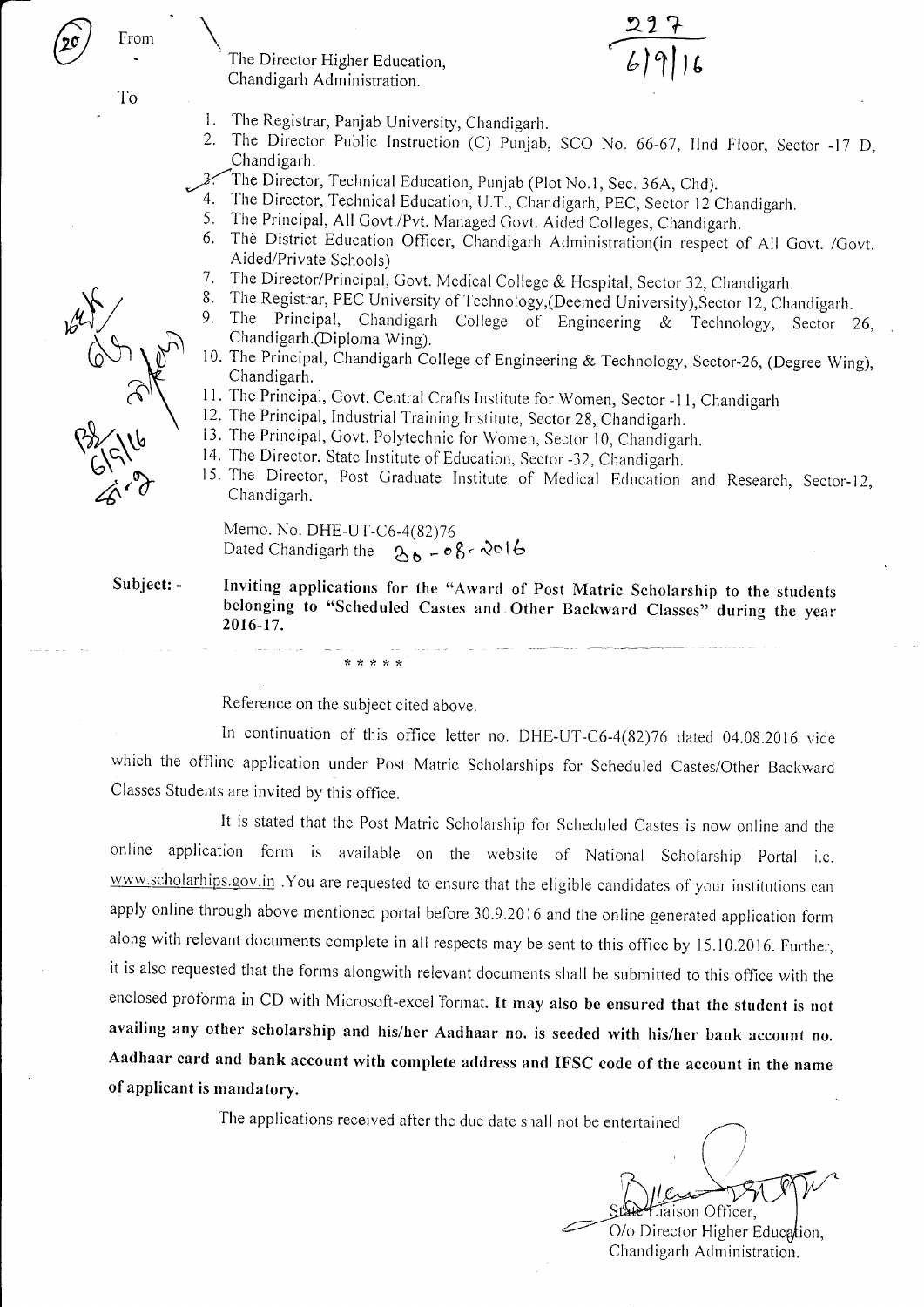From

The Director Higher Education,
Chandigarh Administration.

To

1. The Registrar, Panjab University, Chandigarh.
2. The Director Public Instruction (C) Punjab, SCO No. 66-67, IInd Floor, Sector -17 D, Chandigarh.
3. The Director, Technical Education, Punjab (Plot No.1, Sec. 36A, Chd).
4. The Director, Technical Education, U.T., Chandigarh, PEC, Sector 12 Chandigarh.
5. The Principal, All Govt./Pvt. Managed Govt. Aided Colleges, Chandigarh.
6. The District Education Officer, Chandigarh Administration(in respect of All Govt. /Govt. Aided/Private Schools)
7. The Director/Principal, Govt. Medical College & Hospital, Sector 32, Chandigarh.
8. The Registrar, PEC University of Technology,(Deemed University),Sector 12, Chandigarh.
9. The Principal, Chandigarh College of Engineering & Technology, Sector 26, Chandigarh.(Diploma Wing).
10. The Principal, Chandigarh College of Engineering & Technology, Sector-26, (Degree Wing), Chandigarh.
11. The Principal, Govt. Central Crafts Institute for Women, Sector -11, Chandigarh
12. The Principal, Industrial Training Institute, Sector 28, Chandigarh.
13. The Principal, Govt. Polytechnic for Women, Sector 10, Chandigarh.
14. The Director, State Institute of Education, Sector -32, Chandigarh.
15. The Director, Post Graduate Institute of Medical Education and Research, Sector-12, Chandigarh.

Memo. No. DHE-UT-C6-4(82)76
Dated Chandigarh the 30-08-2016

**Subject: -** **Inviting applications for the "Award of Post Matric Scholarship to the students belonging to "Scheduled Castes and Other Backward Classes" during the year 2016-17.**

\* \* \* \* \*

Reference on the subject cited above.

In continuation of this office letter no. DHE-UT-C6-4(82)76 dated 04.08.2016 vide which the offline application under Post Matric Scholarships for Scheduled Castes/Other Backward Classes Students are invited by this office.

It is stated that the Post Matric Scholarship for Scheduled Castes is now online and the online application form is available on the website of National Scholarship Portal i.e. www.scholarhips.gov.in .You are requested to ensure that the eligible candidates of your institutions can apply online through above mentioned portal before 30.9.2016 and the online generated application form along with relevant documents complete in all respects may be sent to this office by 15.10.2016. Further, it is also requested that the forms alongwith relevant documents shall be submitted to this office with the enclosed proforma in CD with Microsoft-excel format. **It may also be ensured that the student is not availing any other scholarship and his/her Aadhaar no. is seeded with his/her bank account no. Aadhaar card and bank account with complete address and IFSC code of the account in the name of applicant is mandatory.**

The applications received after the due date shall not be entertained

State Liaison Officer,
O/o Director Higher Education,
Chandigarh Administration.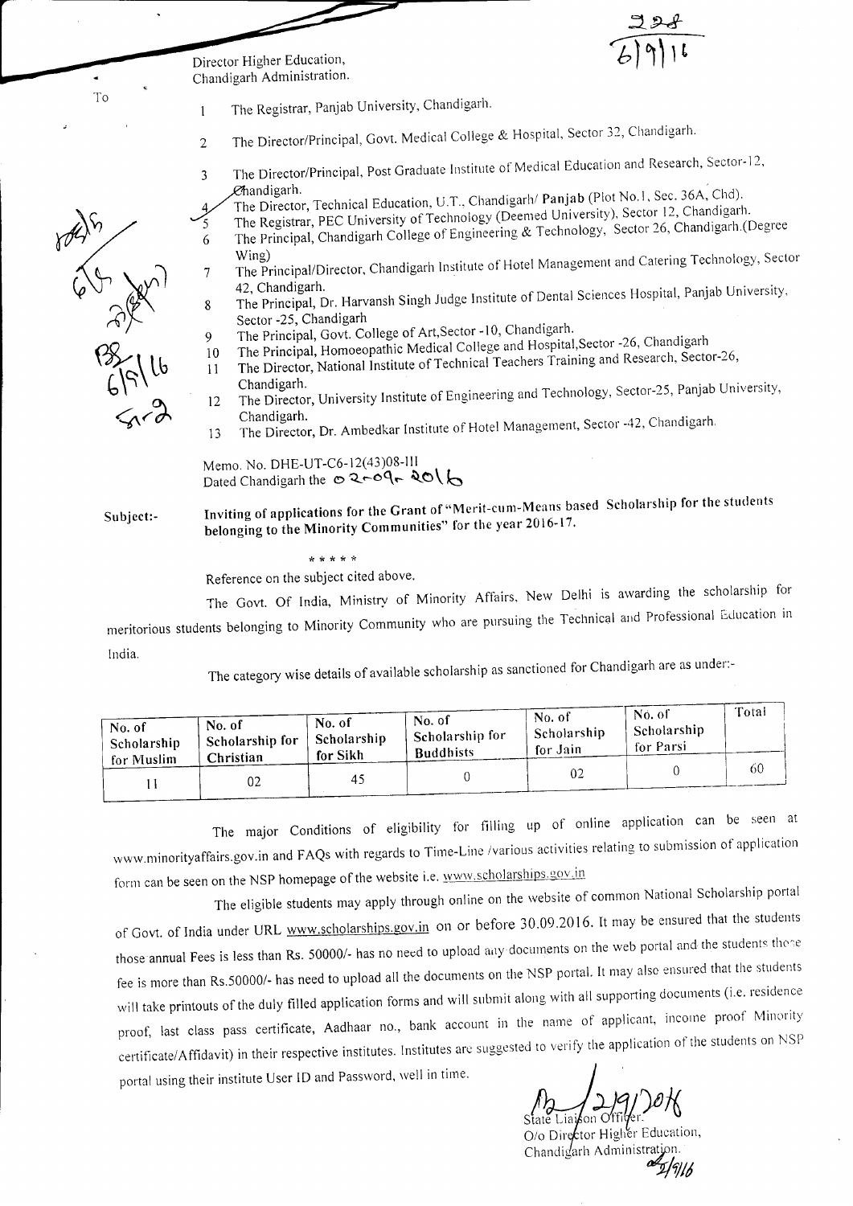Director Higher Education,
Chandigarh Administration.

To

1. The Registrar, Panjab University, Chandigarh.
2. The Director/Principal, Govt. Medical College & Hospital, Sector 32, Chandigarh.
3. The Director/Principal, Post Graduate Institute of Medical Education and Research, Sector-12, Chandigarh.
4. The Director, Technical Education, U.T., Chandigarh/ Panjab (Plot No.1, Sec. 36A, Chd).
5. The Registrar, PEC University of Technology (Deemed University), Sector 12, Chandigarh.
6. The Principal, Chandigarh College of Engineering & Technology, Sector 26, Chandigarh.(Degree Wing)
7. The Principal/Director, Chandigarh Institute of Hotel Management and Catering Technology, Sector 42, Chandigarh.
8. The Principal, Dr. Harvansh Singh Judge Institute of Dental Sciences Hospital, Panjab University, Sector -25, Chandigarh
9. The Principal, Govt. College of Art,Sector -10, Chandigarh.
10. The Principal, Homoeopathic Medical College and Hospital,Sector -26, Chandigarh
11. The Director, National Institute of Technical Teachers Training and Research, Sector-26, Chandigarh.
12. The Director, University Institute of Engineering and Technology, Sector-25, Panjab University, Chandigarh.
13. The Director, Dr. Ambedkar Institute of Hotel Management, Sector -42, Chandigarh.

Memo. No. DHE-UT-C6-12(43)08-III
Dated Chandigarh the 02-09-2016

**Subject:-** **Inviting of applications for the Grant of "Merit-cum-Means based Scholarship for the students belonging to the Minority Communities" for the year 2016-17.**

\*\*\*\*\*

Reference on the subject cited above.

The Govt. Of India, Ministry of Minority Affairs, New Delhi is awarding the scholarship for meritorious students belonging to Minority Community who are pursuing the Technical and Professional Education in India.

The category wise details of available scholarship as sanctioned for Chandigarh are as under:-

| No. of Scholarship for Muslim | No. of Scholarship for Christian | No. of Scholarship for Sikh | No. of Scholarship for Buddhists | No. of Scholarship for Jain | No. of Scholarship for Parsi | Total |
|---|---|---|---|---|---|---|
| 11 | 02 | 45 | 0 | 02 | 0 | 60 |

The major Conditions of eligibility for filling up of online application can be seen at www.minorityaffairs.gov.in and FAQs with regards to Time-Line /various activities relating to submission of application form can be seen on the NSP homepage of the website i.e. www.scholarships.gov.in

The eligible students may apply through online on the website of common National Scholarship portal of Govt. of India under URL www.scholarships.gov.in on or before 30.09.2016. It may be ensured that the students those annual Fees is less than Rs. 50000/- has no need to upload any documents on the web portal and the students those fee is more than Rs.50000/- has need to upload all the documents on the NSP portal. It may also ensured that the students will take printouts of the duly filled application forms and will submit along with all supporting documents (i.e. residence proof, last class pass certificate, Aadhaar no., bank account in the name of applicant, income proof Minority certificate/Affidavit) in their respective institutes. Institutes are suggested to verify the application of the students on NSP portal using their institute User ID and Password, well in time.

Sd/- 2/9/2016
State Liaison Officer.
O/o Director Higher Education,
Chandigarh Administration.